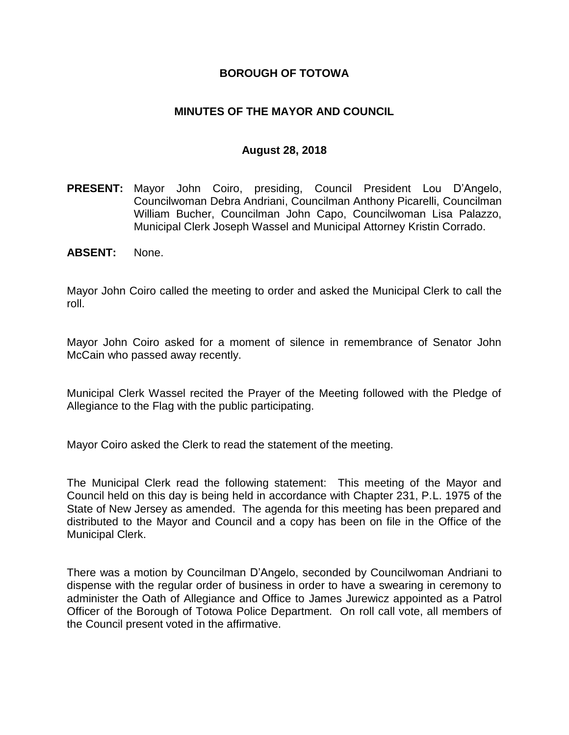# BOROUGH OF TOTOWA

## MINUTES OF THE MAYOR AND COUNCIL

### August 28, 2018

**PRESENT:** Mayor John Coiro, presiding, Council President Lou D'Angelo, Councilwoman Debra Andriani, Councilman Anthony Picarelli, Councilman William Bucher, Councilman John Capo, Councilwoman Lisa Palazzo, Municipal Clerk Joseph Wassel and Municipal Attorney Kristin Corrado.

**ABSENT:** None.

Mayor John Coiro called the meeting to order and asked the Municipal Clerk to call the roll.

Mayor John Coiro asked for a moment of silence in remembrance of Senator John McCain who passed away recently.

Municipal Clerk Wassel recited the Prayer of the Meeting followed with the Pledge of Allegiance to the Flag with the public participating.

Mayor Coiro asked the Clerk to read the statement of the meeting.

The Municipal Clerk read the following statement: This meeting of the Mayor and Council held on this day is being held in accordance with Chapter 231, P.L. 1975 of the State of New Jersey as amended. The agenda for this meeting has been prepared and distributed to the Mayor and Council and a copy has been on file in the Office of the Municipal Clerk.

There was a motion by Councilman D'Angelo, seconded by Councilwoman Andriani to dispense with the regular order of business in order to have a swearing in ceremony to administer the Oath of Allegiance and Office to James Jurewicz appointed as a Patrol Officer of the Borough of Totowa Police Department. On roll call vote, all members of the Council present voted in the affirmative.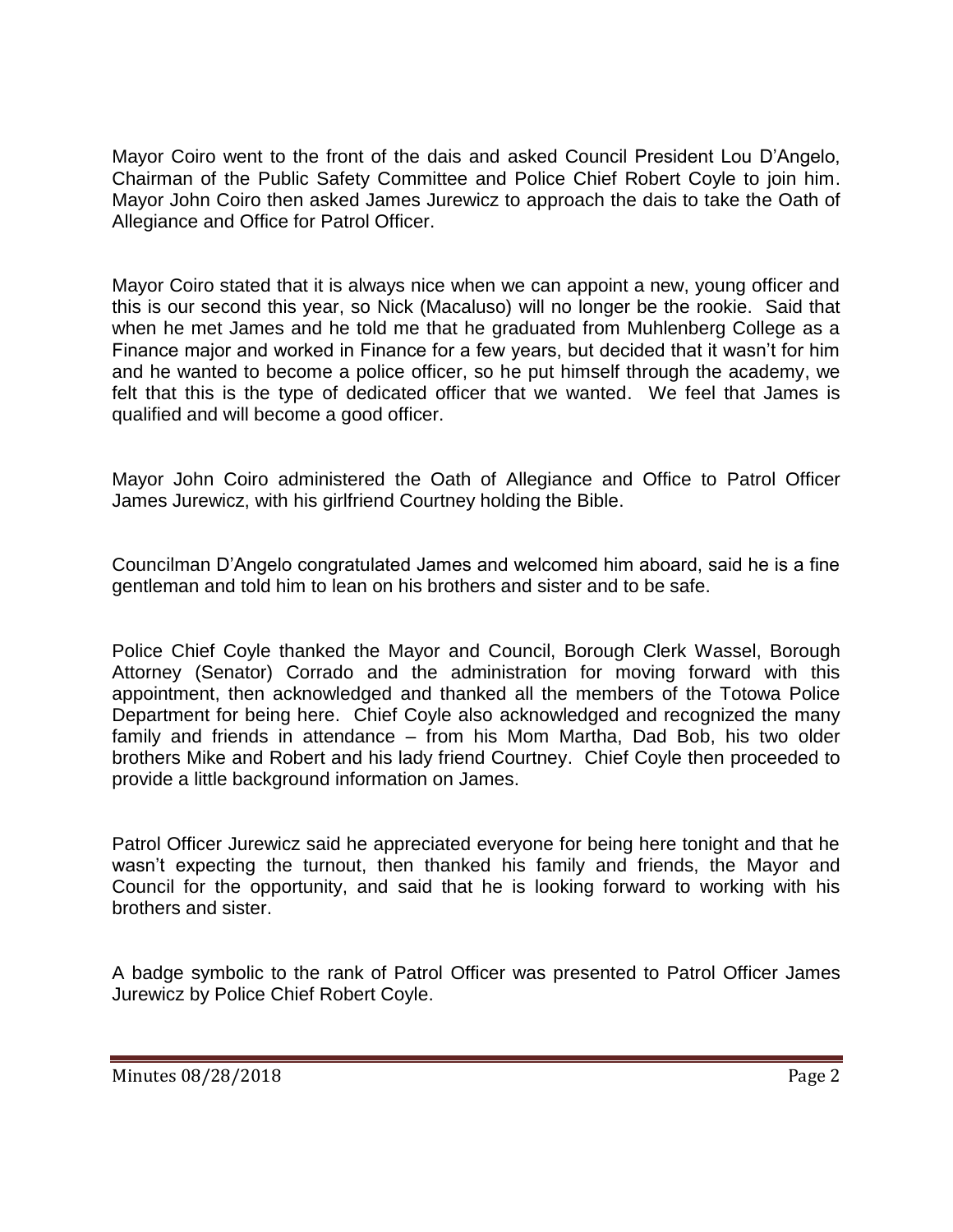Mayor Coiro went to the front of the dais and asked Council President Lou D'Angelo, Chairman of the Public Safety Committee and Police Chief Robert Coyle to join him. Mayor John Coiro then asked James Jurewicz to approach the dais to take the Oath of Allegiance and Office for Patrol Officer.

Mayor Coiro stated that it is always nice when we can appoint a new, young officer and this is our second this year, so Nick (Macaluso) will no longer be the rookie. Said that when he met James and he told me that he graduated from Muhlenberg College as a Finance major and worked in Finance for a few years, but decided that it wasn't for him and he wanted to become a police officer, so he put himself through the academy, we felt that this is the type of dedicated officer that we wanted. We feel that James is qualified and will become a good officer.

Mayor John Coiro administered the Oath of Allegiance and Office to Patrol Officer James Jurewicz, with his girlfriend Courtney holding the Bible.

Councilman D'Angelo congratulated James and welcomed him aboard, said he is a fine gentleman and told him to lean on his brothers and sister and to be safe.

Police Chief Coyle thanked the Mayor and Council, Borough Clerk Wassel, Borough Attorney (Senator) Corrado and the administration for moving forward with this appointment, then acknowledged and thanked all the members of the Totowa Police Department for being here. Chief Coyle also acknowledged and recognized the many family and friends in attendance – from his Mom Martha, Dad Bob, his two older brothers Mike and Robert and his lady friend Courtney. Chief Coyle then proceeded to provide a little background information on James.

Patrol Officer Jurewicz said he appreciated everyone for being here tonight and that he wasn't expecting the turnout, then thanked his family and friends, the Mayor and Council for the opportunity, and said that he is looking forward to working with his brothers and sister.

A badge symbolic to the rank of Patrol Officer was presented to Patrol Officer James Jurewicz by Police Chief Robert Coyle.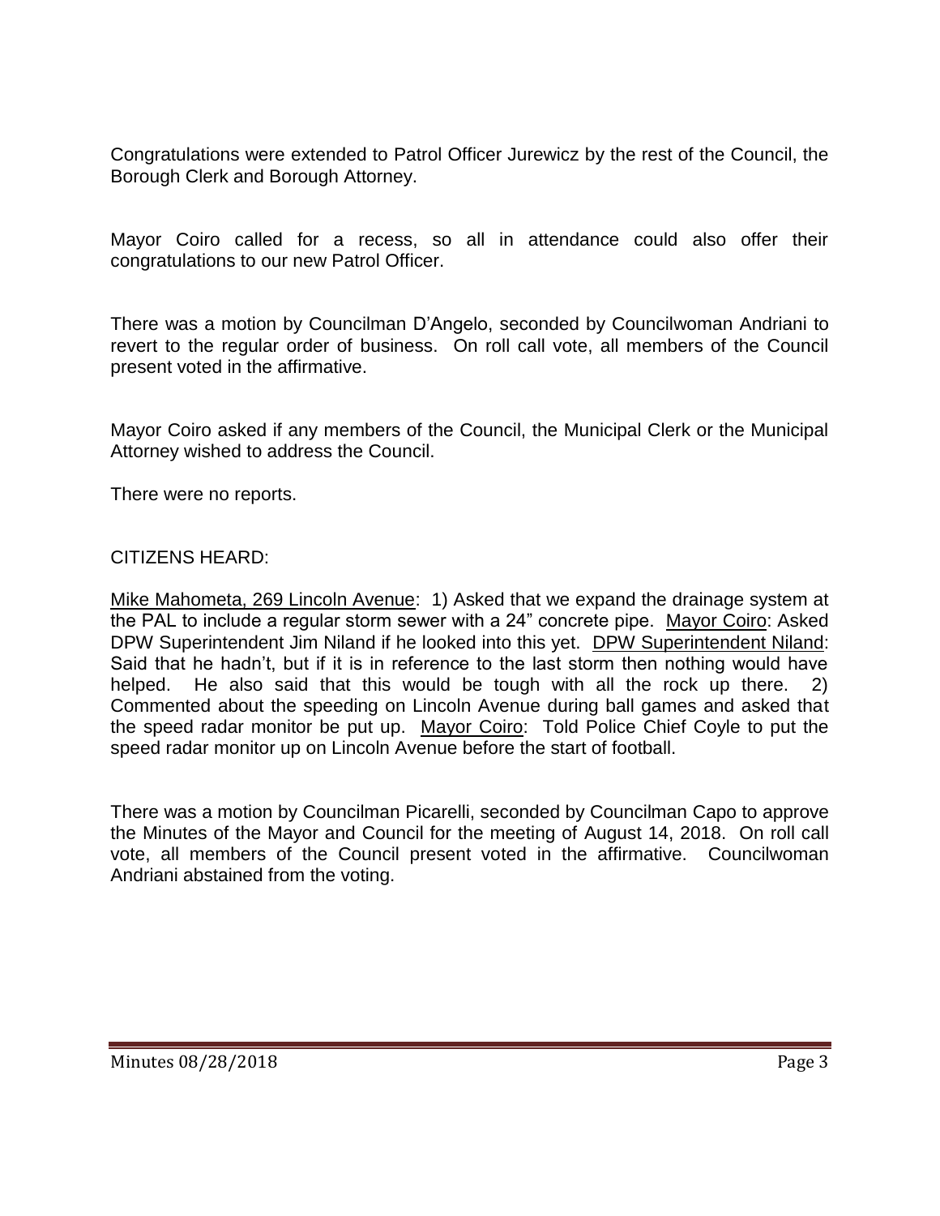Congratulations were extended to Patrol Officer Jurewicz by the rest of the Council, the Borough Clerk and Borough Attorney.

Mayor Coiro called for a recess, so all in attendance could also offer their congratulations to our new Patrol Officer.

There was a motion by Councilman D'Angelo, seconded by Councilwoman Andriani to revert to the regular order of business. On roll call vote, all members of the Council present voted in the affirmative.

Mayor Coiro asked if any members of the Council, the Municipal Clerk or the Municipal Attorney wished to address the Council.

There were no reports.

CITIZENS HEARD:

Mike Mahometa, 269 Lincoln Avenue: 1) Asked that we expand the drainage system at the PAL to include a regular storm sewer with a 24" concrete pipe. Mayor Coiro: Asked DPW Superintendent Jim Niland if he looked into this yet. DPW Superintendent Niland: Said that he hadn't, but if it is in reference to the last storm then nothing would have helped. He also said that this would be tough with all the rock up there. 2) Commented about the speeding on Lincoln Avenue during ball games and asked that the speed radar monitor be put up. Mayor Coiro: Told Police Chief Coyle to put the speed radar monitor up on Lincoln Avenue before the start of football.

There was a motion by Councilman Picarelli, seconded by Councilman Capo to approve the Minutes of the Mayor and Council for the meeting of August 14, 2018. On roll call vote, all members of the Council present voted in the affirmative. Councilwoman Andriani abstained from the voting.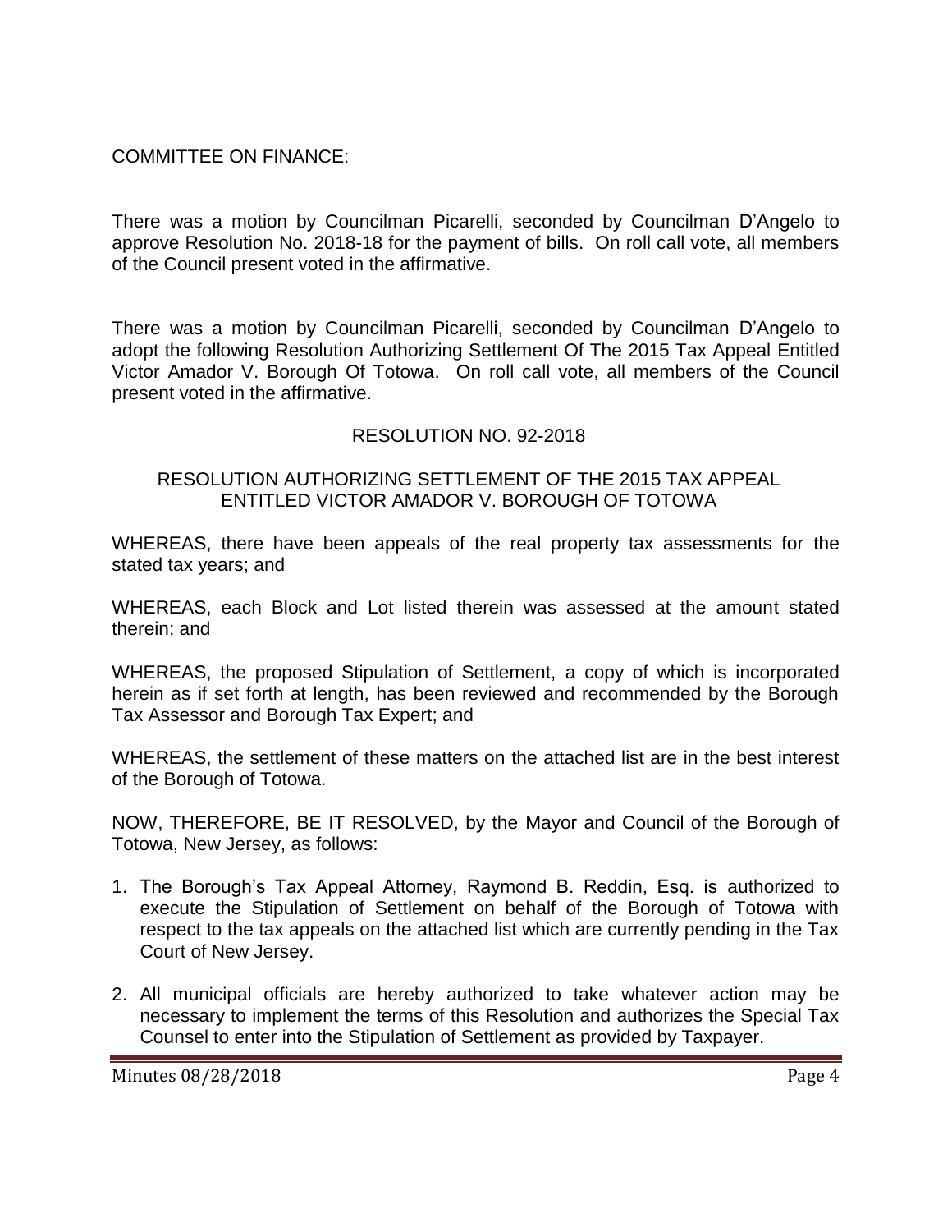COMMITTEE ON FINANCE:

There was a motion by Councilman Picarelli, seconded by Councilman D'Angelo to approve Resolution No. 2018-18 for the payment of bills. On roll call vote, all members of the Council present voted in the affirmative.

There was a motion by Councilman Picarelli, seconded by Councilman D'Angelo to adopt the following Resolution Authorizing Settlement Of The 2015 Tax Appeal Entitled Victor Amador V. Borough Of Totowa. On roll call vote, all members of the Council present voted in the affirmative.

RESOLUTION NO. 92-2018

RESOLUTION AUTHORIZING SETTLEMENT OF THE 2015 TAX APPEAL ENTITLED VICTOR AMADOR V. BOROUGH OF TOTOWA

WHEREAS, there have been appeals of the real property tax assessments for the stated tax years; and

WHEREAS, each Block and Lot listed therein was assessed at the amount stated therein; and

WHEREAS, the proposed Stipulation of Settlement, a copy of which is incorporated herein as if set forth at length, has been reviewed and recommended by the Borough Tax Assessor and Borough Tax Expert; and

WHEREAS, the settlement of these matters on the attached list are in the best interest of the Borough of Totowa.

NOW, THEREFORE, BE IT RESOLVED, by the Mayor and Council of the Borough of Totowa, New Jersey, as follows:

1. The Borough's Tax Appeal Attorney, Raymond B. Reddin, Esq. is authorized to execute the Stipulation of Settlement on behalf of the Borough of Totowa with respect to the tax appeals on the attached list which are currently pending in the Tax Court of New Jersey.

2. All municipal officials are hereby authorized to take whatever action may be necessary to implement the terms of this Resolution and authorizes the Special Tax Counsel to enter into the Stipulation of Settlement as provided by Taxpayer.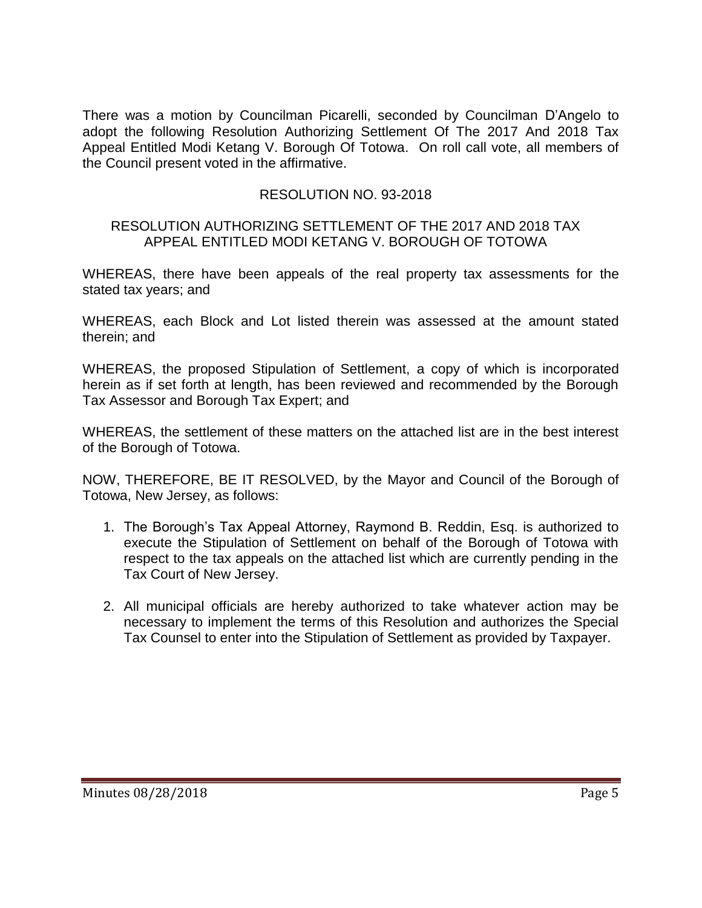There was a motion by Councilman Picarelli, seconded by Councilman D'Angelo to adopt the following Resolution Authorizing Settlement Of The 2017 And 2018 Tax Appeal Entitled Modi Ketang V. Borough Of Totowa. On roll call vote, all members of the Council present voted in the affirmative.

RESOLUTION NO. 93-2018

RESOLUTION AUTHORIZING SETTLEMENT OF THE 2017 AND 2018 TAX APPEAL ENTITLED MODI KETANG V. BOROUGH OF TOTOWA

WHEREAS, there have been appeals of the real property tax assessments for the stated tax years; and

WHEREAS, each Block and Lot listed therein was assessed at the amount stated therein; and

WHEREAS, the proposed Stipulation of Settlement, a copy of which is incorporated herein as if set forth at length, has been reviewed and recommended by the Borough Tax Assessor and Borough Tax Expert; and

WHEREAS, the settlement of these matters on the attached list are in the best interest of the Borough of Totowa.

NOW, THEREFORE, BE IT RESOLVED, by the Mayor and Council of the Borough of Totowa, New Jersey, as follows:

1. The Borough's Tax Appeal Attorney, Raymond B. Reddin, Esq. is authorized to execute the Stipulation of Settlement on behalf of the Borough of Totowa with respect to the tax appeals on the attached list which are currently pending in the Tax Court of New Jersey.

2. All municipal officials are hereby authorized to take whatever action may be necessary to implement the terms of this Resolution and authorizes the Special Tax Counsel to enter into the Stipulation of Settlement as provided by Taxpayer.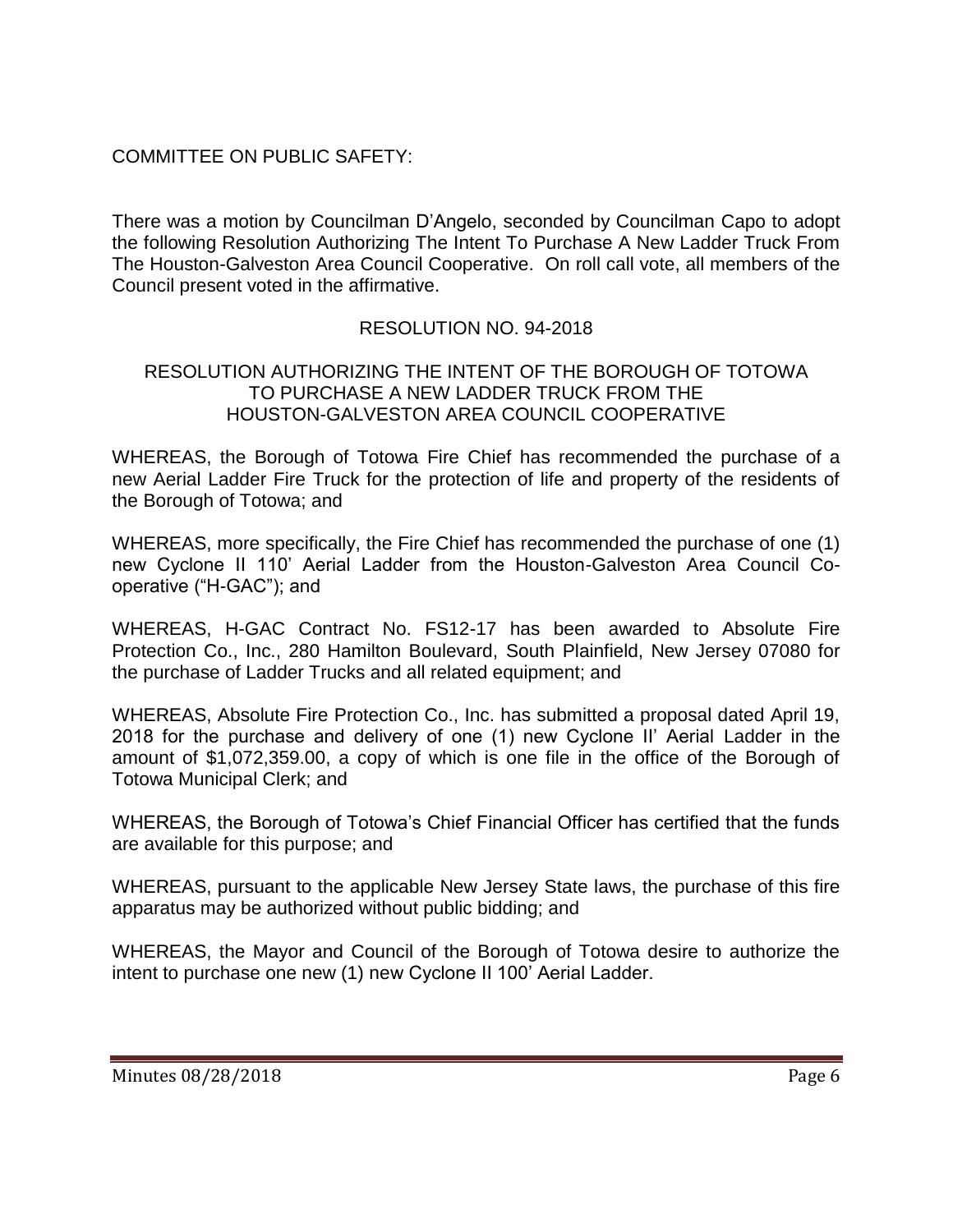COMMITTEE ON PUBLIC SAFETY:

There was a motion by Councilman D'Angelo, seconded by Councilman Capo to adopt the following Resolution Authorizing The Intent To Purchase A New Ladder Truck From The Houston-Galveston Area Council Cooperative. On roll call vote, all members of the Council present voted in the affirmative.

RESOLUTION NO. 94-2018

RESOLUTION AUTHORIZING THE INTENT OF THE BOROUGH OF TOTOWA TO PURCHASE A NEW LADDER TRUCK FROM THE HOUSTON-GALVESTON AREA COUNCIL COOPERATIVE

WHEREAS, the Borough of Totowa Fire Chief has recommended the purchase of a new Aerial Ladder Fire Truck for the protection of life and property of the residents of the Borough of Totowa; and

WHEREAS, more specifically, the Fire Chief has recommended the purchase of one (1) new Cyclone II 110' Aerial Ladder from the Houston-Galveston Area Council Co-operative ("H-GAC"); and

WHEREAS, H-GAC Contract No. FS12-17 has been awarded to Absolute Fire Protection Co., Inc., 280 Hamilton Boulevard, South Plainfield, New Jersey 07080 for the purchase of Ladder Trucks and all related equipment; and

WHEREAS, Absolute Fire Protection Co., Inc. has submitted a proposal dated April 19, 2018 for the purchase and delivery of one (1) new Cyclone II' Aerial Ladder in the amount of $1,072,359.00, a copy of which is one file in the office of the Borough of Totowa Municipal Clerk; and

WHEREAS, the Borough of Totowa's Chief Financial Officer has certified that the funds are available for this purpose; and

WHEREAS, pursuant to the applicable New Jersey State laws, the purchase of this fire apparatus may be authorized without public bidding; and

WHEREAS, the Mayor and Council of the Borough of Totowa desire to authorize the intent to purchase one new (1) new Cyclone II 100' Aerial Ladder.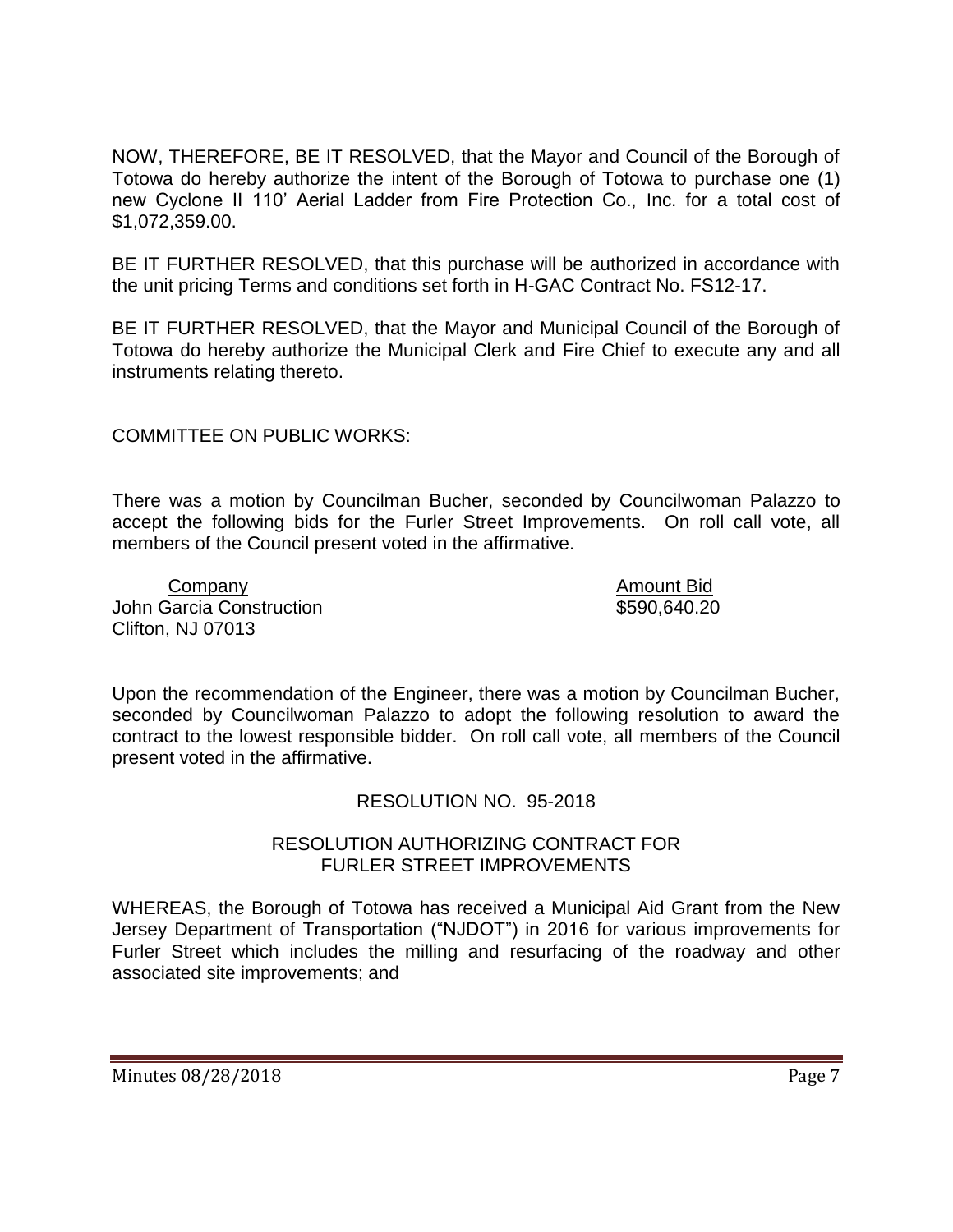NOW, THEREFORE, BE IT RESOLVED, that the Mayor and Council of the Borough of Totowa do hereby authorize the intent of the Borough of Totowa to purchase one (1) new Cyclone II 110' Aerial Ladder from Fire Protection Co., Inc. for a total cost of $1,072,359.00.

BE IT FURTHER RESOLVED, that this purchase will be authorized in accordance with the unit pricing Terms and conditions set forth in H-GAC Contract No. FS12-17.

BE IT FURTHER RESOLVED, that the Mayor and Municipal Council of the Borough of Totowa do hereby authorize the Municipal Clerk and Fire Chief to execute any and all instruments relating thereto.

COMMITTEE ON PUBLIC WORKS:

There was a motion by Councilman Bucher, seconded by Councilwoman Palazzo to accept the following bids for the Furler Street Improvements. On roll call vote, all members of the Council present voted in the affirmative.

| Company | Amount Bid |
|---|---|
| John Garcia Construction<br>Clifton, NJ 07013 | $590,640.20 |

Upon the recommendation of the Engineer, there was a motion by Councilman Bucher, seconded by Councilwoman Palazzo to adopt the following resolution to award the contract to the lowest responsible bidder. On roll call vote, all members of the Council present voted in the affirmative.

RESOLUTION NO. 95-2018

RESOLUTION AUTHORIZING CONTRACT FOR FURLER STREET IMPROVEMENTS

WHEREAS, the Borough of Totowa has received a Municipal Aid Grant from the New Jersey Department of Transportation ("NJDOT") in 2016 for various improvements for Furler Street which includes the milling and resurfacing of the roadway and other associated site improvements; and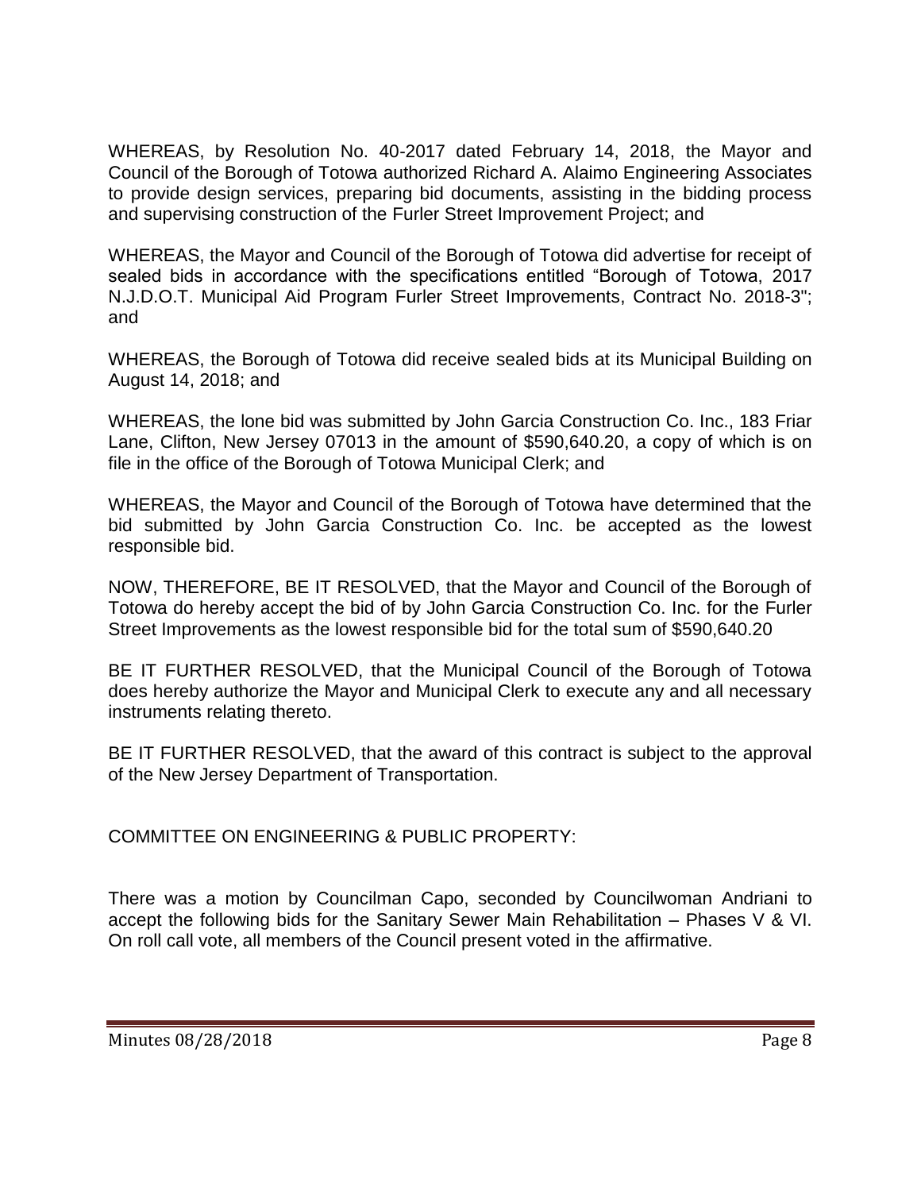WHEREAS, by Resolution No. 40-2017 dated February 14, 2018, the Mayor and Council of the Borough of Totowa authorized Richard A. Alaimo Engineering Associates to provide design services, preparing bid documents, assisting in the bidding process and supervising construction of the Furler Street Improvement Project; and

WHEREAS, the Mayor and Council of the Borough of Totowa did advertise for receipt of sealed bids in accordance with the specifications entitled "Borough of Totowa, 2017 N.J.D.O.T. Municipal Aid Program Furler Street Improvements, Contract No. 2018-3"; and

WHEREAS, the Borough of Totowa did receive sealed bids at its Municipal Building on August 14, 2018; and

WHEREAS, the lone bid was submitted by John Garcia Construction Co. Inc., 183 Friar Lane, Clifton, New Jersey 07013 in the amount of $590,640.20, a copy of which is on file in the office of the Borough of Totowa Municipal Clerk; and

WHEREAS, the Mayor and Council of the Borough of Totowa have determined that the bid submitted by John Garcia Construction Co. Inc. be accepted as the lowest responsible bid.

NOW, THEREFORE, BE IT RESOLVED, that the Mayor and Council of the Borough of Totowa do hereby accept the bid of by John Garcia Construction Co. Inc. for the Furler Street Improvements as the lowest responsible bid for the total sum of $590,640.20

BE IT FURTHER RESOLVED, that the Municipal Council of the Borough of Totowa does hereby authorize the Mayor and Municipal Clerk to execute any and all necessary instruments relating thereto.

BE IT FURTHER RESOLVED, that the award of this contract is subject to the approval of the New Jersey Department of Transportation.

COMMITTEE ON ENGINEERING & PUBLIC PROPERTY:

There was a motion by Councilman Capo, seconded by Councilwoman Andriani to accept the following bids for the Sanitary Sewer Main Rehabilitation – Phases V & VI. On roll call vote, all members of the Council present voted in the affirmative.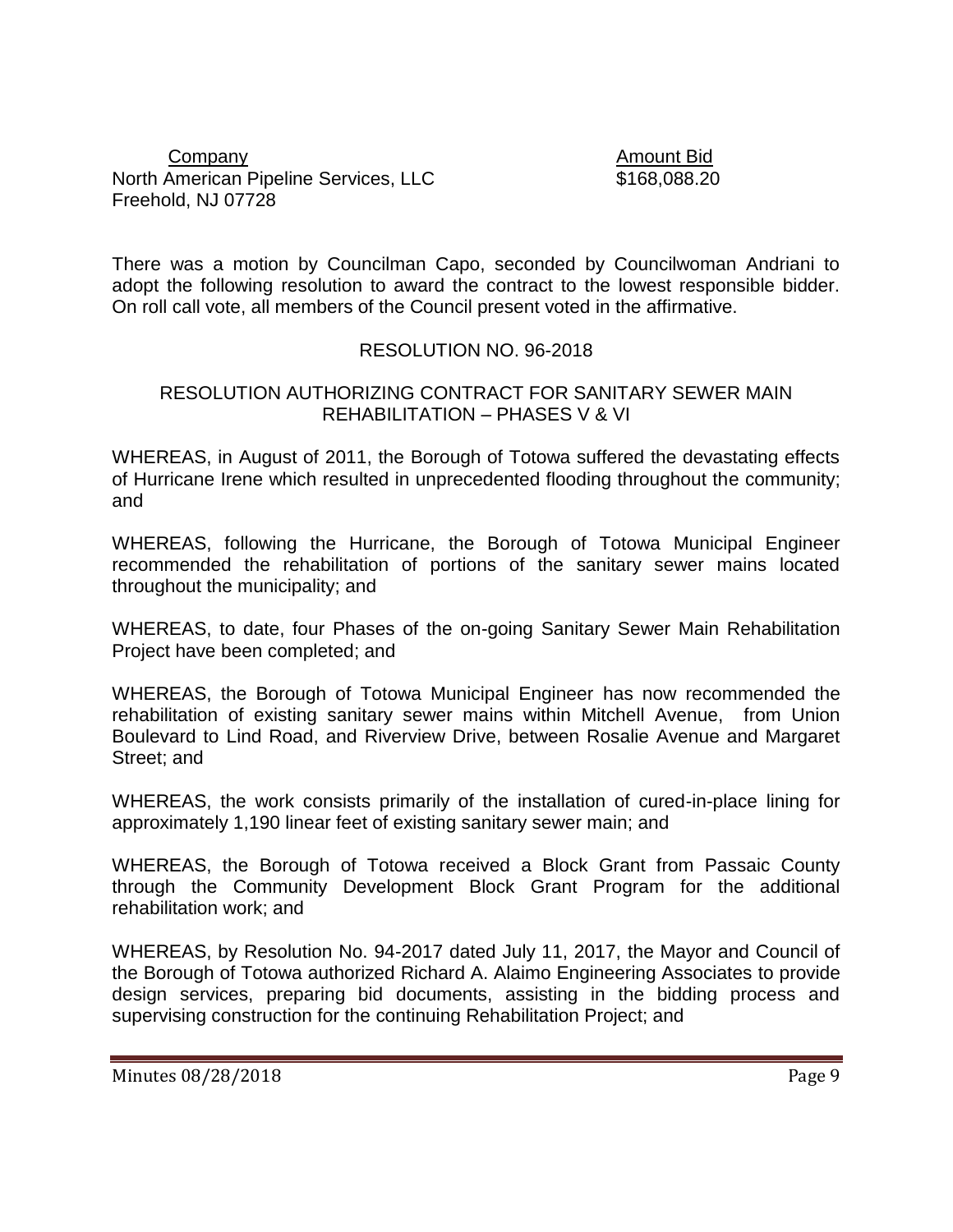| Company | Amount Bid |
| --- | --- |
| North American Pipeline Services, LLC<br>Freehold, NJ 07728 | $168,088.20 |

There was a motion by Councilman Capo, seconded by Councilwoman Andriani to adopt the following resolution to award the contract to the lowest responsible bidder. On roll call vote, all members of the Council present voted in the affirmative.

RESOLUTION NO. 96-2018

RESOLUTION AUTHORIZING CONTRACT FOR SANITARY SEWER MAIN REHABILITATION – PHASES V & VI

WHEREAS, in August of 2011, the Borough of Totowa suffered the devastating effects of Hurricane Irene which resulted in unprecedented flooding throughout the community; and

WHEREAS, following the Hurricane, the Borough of Totowa Municipal Engineer recommended the rehabilitation of portions of the sanitary sewer mains located throughout the municipality; and

WHEREAS, to date, four Phases of the on-going Sanitary Sewer Main Rehabilitation Project have been completed; and

WHEREAS, the Borough of Totowa Municipal Engineer has now recommended the rehabilitation of existing sanitary sewer mains within Mitchell Avenue, from Union Boulevard to Lind Road, and Riverview Drive, between Rosalie Avenue and Margaret Street; and

WHEREAS, the work consists primarily of the installation of cured-in-place lining for approximately 1,190 linear feet of existing sanitary sewer main; and

WHEREAS, the Borough of Totowa received a Block Grant from Passaic County through the Community Development Block Grant Program for the additional rehabilitation work; and

WHEREAS, by Resolution No. 94-2017 dated July 11, 2017, the Mayor and Council of the Borough of Totowa authorized Richard A. Alaimo Engineering Associates to provide design services, preparing bid documents, assisting in the bidding process and supervising construction for the continuing Rehabilitation Project; and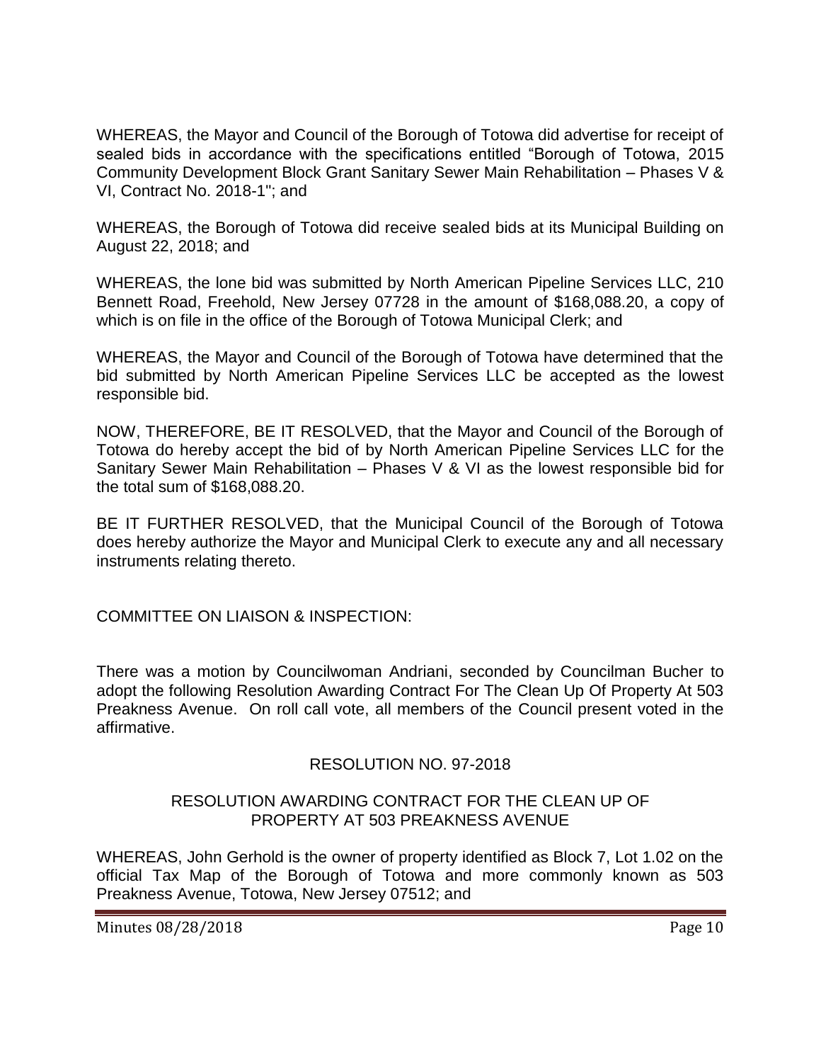WHEREAS, the Mayor and Council of the Borough of Totowa did advertise for receipt of sealed bids in accordance with the specifications entitled "Borough of Totowa, 2015 Community Development Block Grant Sanitary Sewer Main Rehabilitation – Phases V & VI, Contract No. 2018-1"; and

WHEREAS, the Borough of Totowa did receive sealed bids at its Municipal Building on August 22, 2018; and

WHEREAS, the lone bid was submitted by North American Pipeline Services LLC, 210 Bennett Road, Freehold, New Jersey 07728 in the amount of $168,088.20, a copy of which is on file in the office of the Borough of Totowa Municipal Clerk; and

WHEREAS, the Mayor and Council of the Borough of Totowa have determined that the bid submitted by North American Pipeline Services LLC be accepted as the lowest responsible bid.

NOW, THEREFORE, BE IT RESOLVED, that the Mayor and Council of the Borough of Totowa do hereby accept the bid of by North American Pipeline Services LLC for the Sanitary Sewer Main Rehabilitation – Phases V & VI as the lowest responsible bid for the total sum of $168,088.20.

BE IT FURTHER RESOLVED, that the Municipal Council of the Borough of Totowa does hereby authorize the Mayor and Municipal Clerk to execute any and all necessary instruments relating thereto.

COMMITTEE ON LIAISON & INSPECTION:

There was a motion by Councilwoman Andriani, seconded by Councilman Bucher to adopt the following Resolution Awarding Contract For The Clean Up Of Property At 503 Preakness Avenue. On roll call vote, all members of the Council present voted in the affirmative.

RESOLUTION NO. 97-2018

RESOLUTION AWARDING CONTRACT FOR THE CLEAN UP OF PROPERTY AT 503 PREAKNESS AVENUE

WHEREAS, John Gerhold is the owner of property identified as Block 7, Lot 1.02 on the official Tax Map of the Borough of Totowa and more commonly known as 503 Preakness Avenue, Totowa, New Jersey 07512; and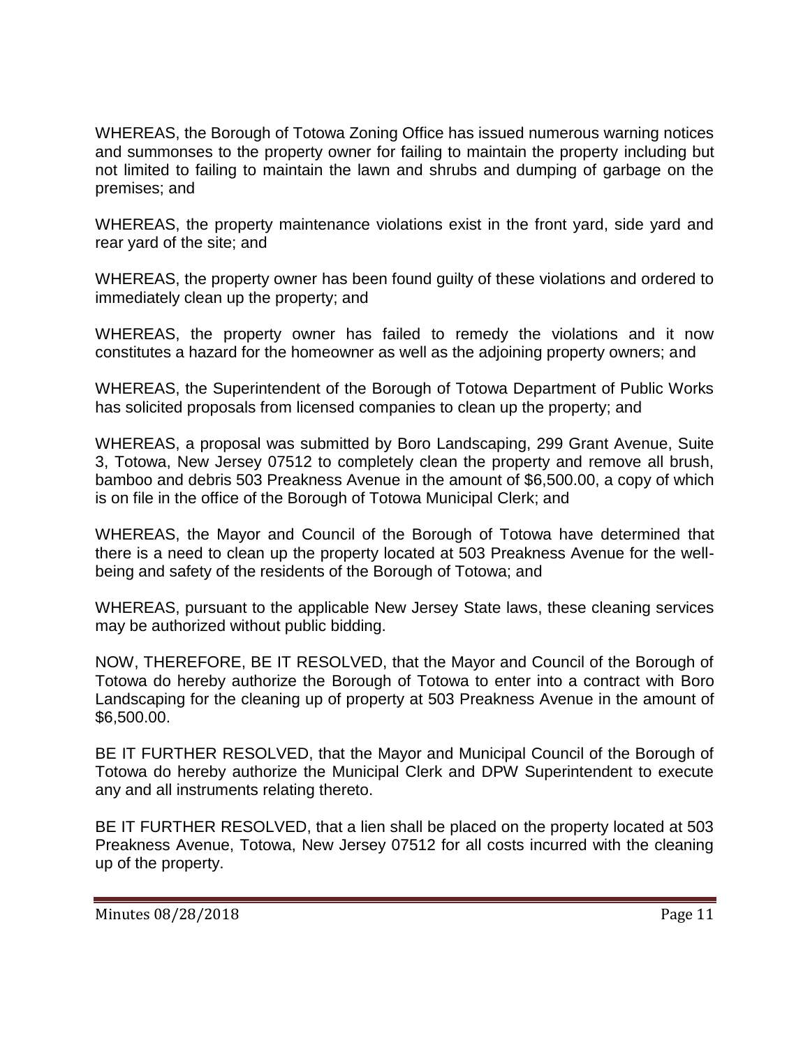WHEREAS, the Borough of Totowa Zoning Office has issued numerous warning notices and summonses to the property owner for failing to maintain the property including but not limited to failing to maintain the lawn and shrubs and dumping of garbage on the premises; and

WHEREAS, the property maintenance violations exist in the front yard, side yard and rear yard of the site; and

WHEREAS, the property owner has been found guilty of these violations and ordered to immediately clean up the property; and

WHEREAS, the property owner has failed to remedy the violations and it now constitutes a hazard for the homeowner as well as the adjoining property owners; and

WHEREAS, the Superintendent of the Borough of Totowa Department of Public Works has solicited proposals from licensed companies to clean up the property; and

WHEREAS, a proposal was submitted by Boro Landscaping, 299 Grant Avenue, Suite 3, Totowa, New Jersey 07512 to completely clean the property and remove all brush, bamboo and debris 503 Preakness Avenue in the amount of $6,500.00, a copy of which is on file in the office of the Borough of Totowa Municipal Clerk; and

WHEREAS, the Mayor and Council of the Borough of Totowa have determined that there is a need to clean up the property located at 503 Preakness Avenue for the well-being and safety of the residents of the Borough of Totowa; and

WHEREAS, pursuant to the applicable New Jersey State laws, these cleaning services may be authorized without public bidding.

NOW, THEREFORE, BE IT RESOLVED, that the Mayor and Council of the Borough of Totowa do hereby authorize the Borough of Totowa to enter into a contract with Boro Landscaping for the cleaning up of property at 503 Preakness Avenue in the amount of $6,500.00.

BE IT FURTHER RESOLVED, that the Mayor and Municipal Council of the Borough of Totowa do hereby authorize the Municipal Clerk and DPW Superintendent to execute any and all instruments relating thereto.

BE IT FURTHER RESOLVED, that a lien shall be placed on the property located at 503 Preakness Avenue, Totowa, New Jersey 07512 for all costs incurred with the cleaning up of the property.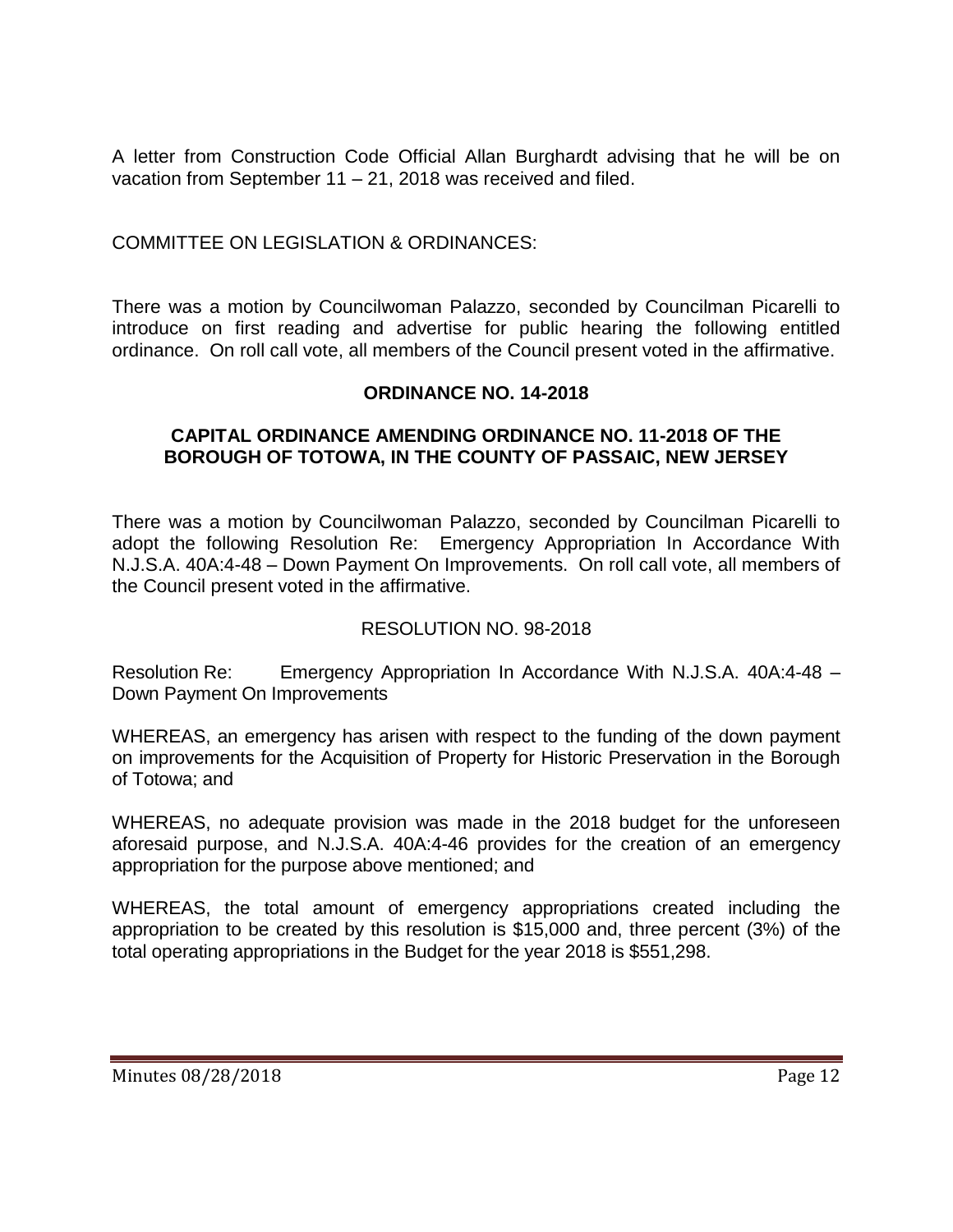A letter from Construction Code Official Allan Burghardt advising that he will be on vacation from September 11 – 21, 2018 was received and filed.

COMMITTEE ON LEGISLATION & ORDINANCES:

There was a motion by Councilwoman Palazzo, seconded by Councilman Picarelli to introduce on first reading and advertise for public hearing the following entitled ordinance. On roll call vote, all members of the Council present voted in the affirmative.

**ORDINANCE NO. 14-2018**

**CAPITAL ORDINANCE AMENDING ORDINANCE NO. 11-2018 OF THE BOROUGH OF TOTOWA, IN THE COUNTY OF PASSAIC, NEW JERSEY**

There was a motion by Councilwoman Palazzo, seconded by Councilman Picarelli to adopt the following Resolution Re: Emergency Appropriation In Accordance With N.J.S.A. 40A:4-48 – Down Payment On Improvements. On roll call vote, all members of the Council present voted in the affirmative.

RESOLUTION NO. 98-2018

Resolution Re: Emergency Appropriation In Accordance With N.J.S.A. 40A:4-48 – Down Payment On Improvements

WHEREAS, an emergency has arisen with respect to the funding of the down payment on improvements for the Acquisition of Property for Historic Preservation in the Borough of Totowa; and

WHEREAS, no adequate provision was made in the 2018 budget for the unforeseen aforesaid purpose, and N.J.S.A. 40A:4-46 provides for the creation of an emergency appropriation for the purpose above mentioned; and

WHEREAS, the total amount of emergency appropriations created including the appropriation to be created by this resolution is $15,000 and, three percent (3%) of the total operating appropriations in the Budget for the year 2018 is $551,298.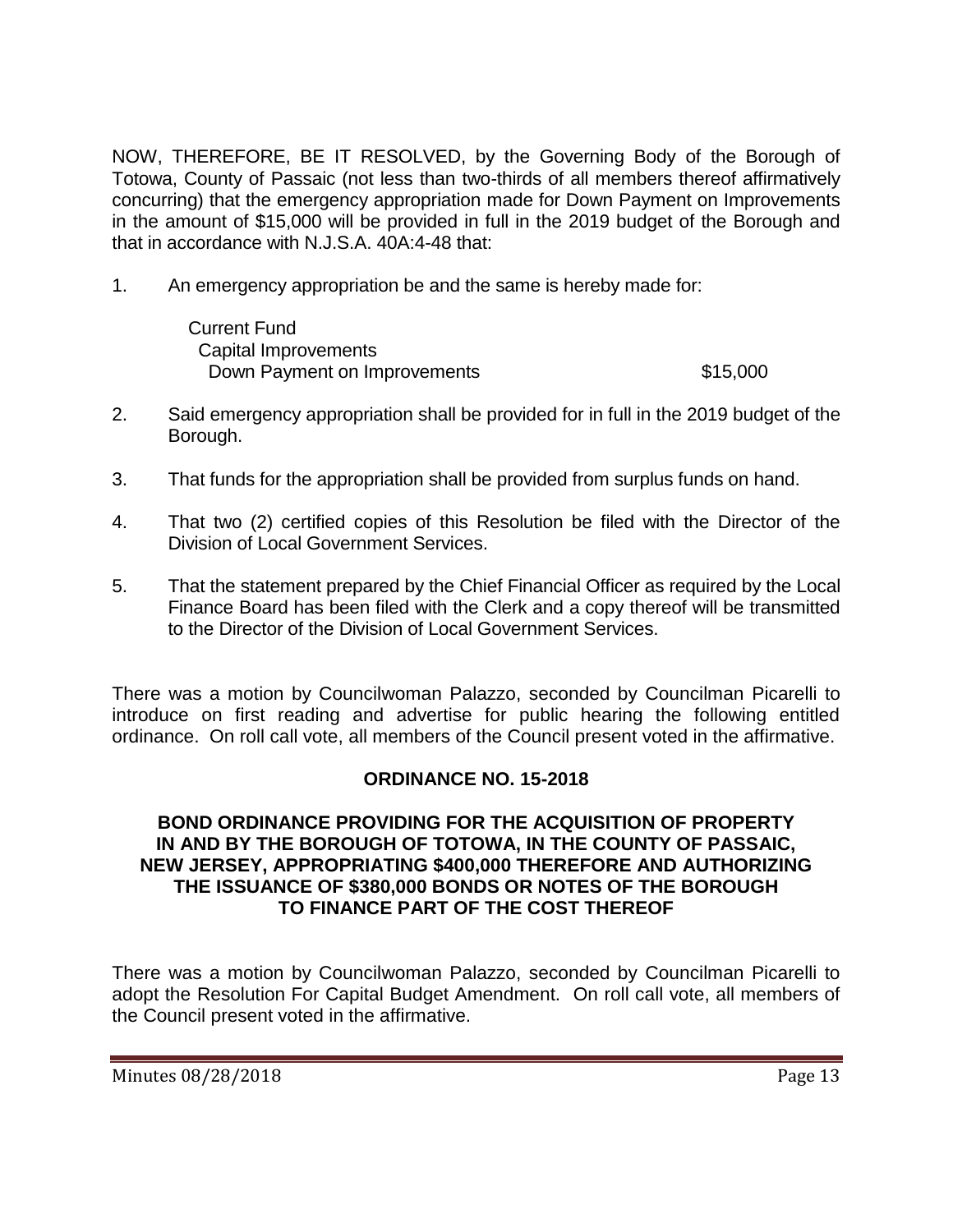NOW, THEREFORE, BE IT RESOLVED, by the Governing Body of the Borough of Totowa, County of Passaic (not less than two-thirds of all members thereof affirmatively concurring) that the emergency appropriation made for Down Payment on Improvements in the amount of $15,000 will be provided in full in the 2019 budget of the Borough and that in accordance with N.J.S.A. 40A:4-48 that:

1. An emergency appropriation be and the same is hereby made for:

   Current Fund
   Capital Improvements
   Down Payment on Improvements $15,000

2. Said emergency appropriation shall be provided for in full in the 2019 budget of the Borough.

3. That funds for the appropriation shall be provided from surplus funds on hand.

4. That two (2) certified copies of this Resolution be filed with the Director of the Division of Local Government Services.

5. That the statement prepared by the Chief Financial Officer as required by the Local Finance Board has been filed with the Clerk and a copy thereof will be transmitted to the Director of the Division of Local Government Services.

There was a motion by Councilwoman Palazzo, seconded by Councilman Picarelli to introduce on first reading and advertise for public hearing the following entitled ordinance. On roll call vote, all members of the Council present voted in the affirmative.

**ORDINANCE NO. 15-2018**

**BOND ORDINANCE PROVIDING FOR THE ACQUISITION OF PROPERTY IN AND BY THE BOROUGH OF TOTOWA, IN THE COUNTY OF PASSAIC, NEW JERSEY, APPROPRIATING $400,000 THEREFORE AND AUTHORIZING THE ISSUANCE OF $380,000 BONDS OR NOTES OF THE BOROUGH TO FINANCE PART OF THE COST THEREOF**

There was a motion by Councilwoman Palazzo, seconded by Councilman Picarelli to adopt the Resolution For Capital Budget Amendment. On roll call vote, all members of the Council present voted in the affirmative.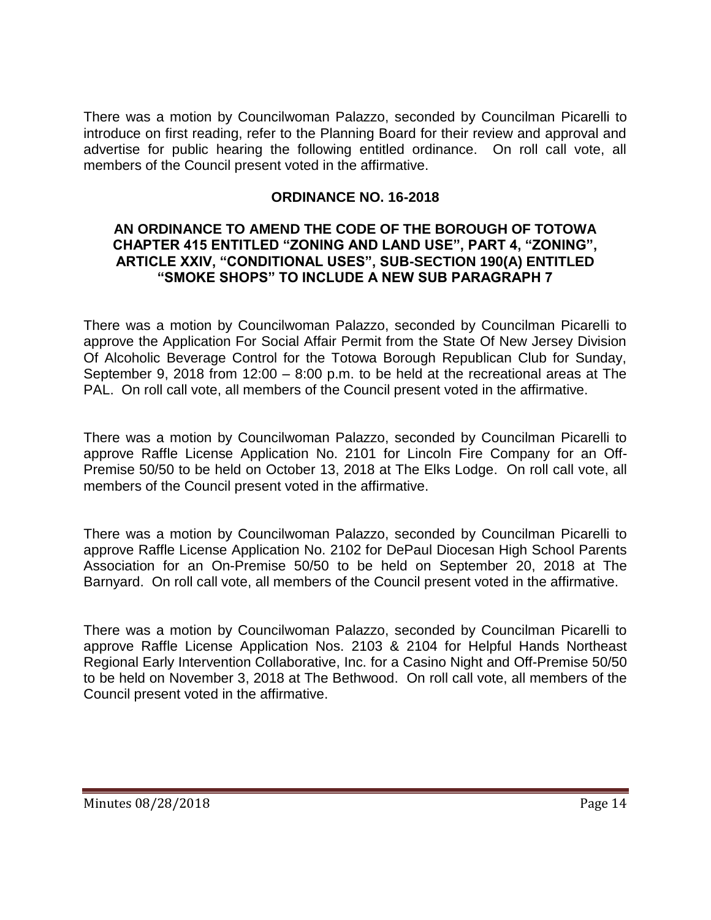There was a motion by Councilwoman Palazzo, seconded by Councilman Picarelli to introduce on first reading, refer to the Planning Board for their review and approval and advertise for public hearing the following entitled ordinance. On roll call vote, all members of the Council present voted in the affirmative.

**ORDINANCE NO. 16-2018**

**AN ORDINANCE TO AMEND THE CODE OF THE BOROUGH OF TOTOWA CHAPTER 415 ENTITLED "ZONING AND LAND USE", PART 4, "ZONING", ARTICLE XXIV, "CONDITIONAL USES", SUB-SECTION 190(A) ENTITLED "SMOKE SHOPS" TO INCLUDE A NEW SUB PARAGRAPH 7**

There was a motion by Councilwoman Palazzo, seconded by Councilman Picarelli to approve the Application For Social Affair Permit from the State Of New Jersey Division Of Alcoholic Beverage Control for the Totowa Borough Republican Club for Sunday, September 9, 2018 from 12:00 – 8:00 p.m. to be held at the recreational areas at The PAL. On roll call vote, all members of the Council present voted in the affirmative.

There was a motion by Councilwoman Palazzo, seconded by Councilman Picarelli to approve Raffle License Application No. 2101 for Lincoln Fire Company for an Off-Premise 50/50 to be held on October 13, 2018 at The Elks Lodge. On roll call vote, all members of the Council present voted in the affirmative.

There was a motion by Councilwoman Palazzo, seconded by Councilman Picarelli to approve Raffle License Application No. 2102 for DePaul Diocesan High School Parents Association for an On-Premise 50/50 to be held on September 20, 2018 at The Barnyard. On roll call vote, all members of the Council present voted in the affirmative.

There was a motion by Councilwoman Palazzo, seconded by Councilman Picarelli to approve Raffle License Application Nos. 2103 & 2104 for Helpful Hands Northeast Regional Early Intervention Collaborative, Inc. for a Casino Night and Off-Premise 50/50 to be held on November 3, 2018 at The Bethwood. On roll call vote, all members of the Council present voted in the affirmative.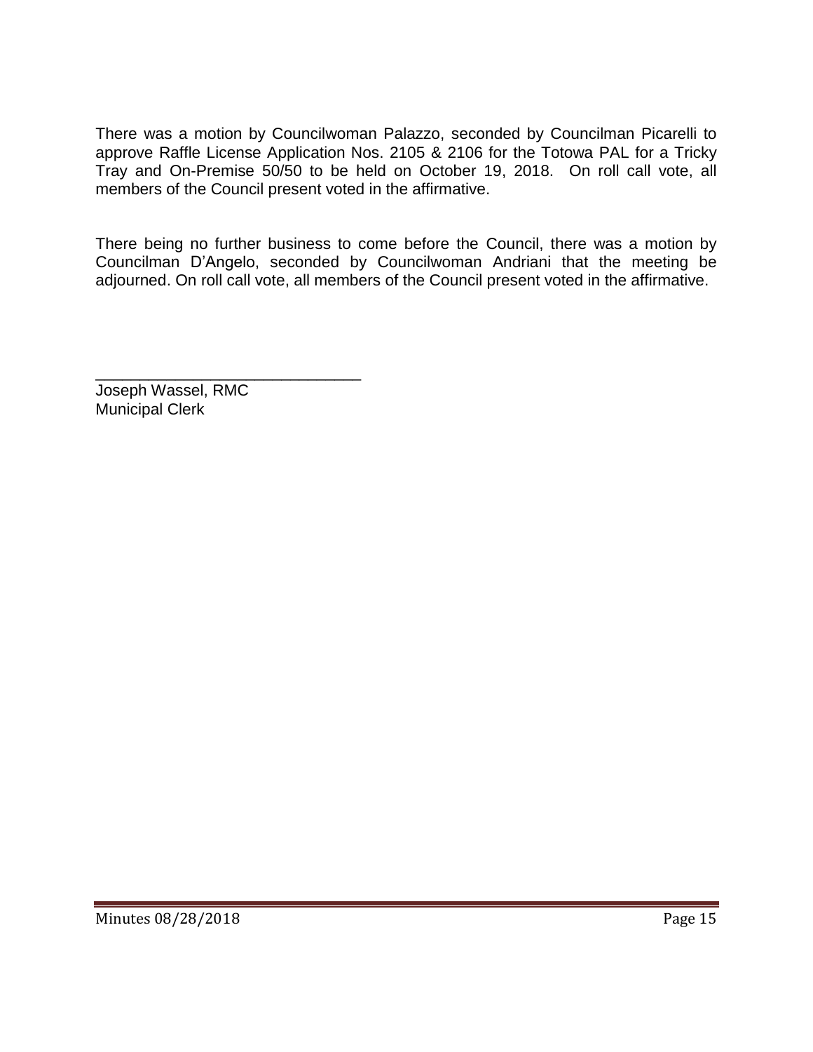There was a motion by Councilwoman Palazzo, seconded by Councilman Picarelli to approve Raffle License Application Nos. 2105 & 2106 for the Totowa PAL for a Tricky Tray and On-Premise 50/50 to be held on October 19, 2018. On roll call vote, all members of the Council present voted in the affirmative.

There being no further business to come before the Council, there was a motion by Councilman D'Angelo, seconded by Councilwoman Andriani that the meeting be adjourned. On roll call vote, all members of the Council present voted in the affirmative.

\_\_\_\_\_\_\_\_\_\_\_\_\_\_\_\_\_\_\_\_\_\_\_\_\_\_\_\_\_\_\_

Joseph Wassel, RMC
Municipal Clerk